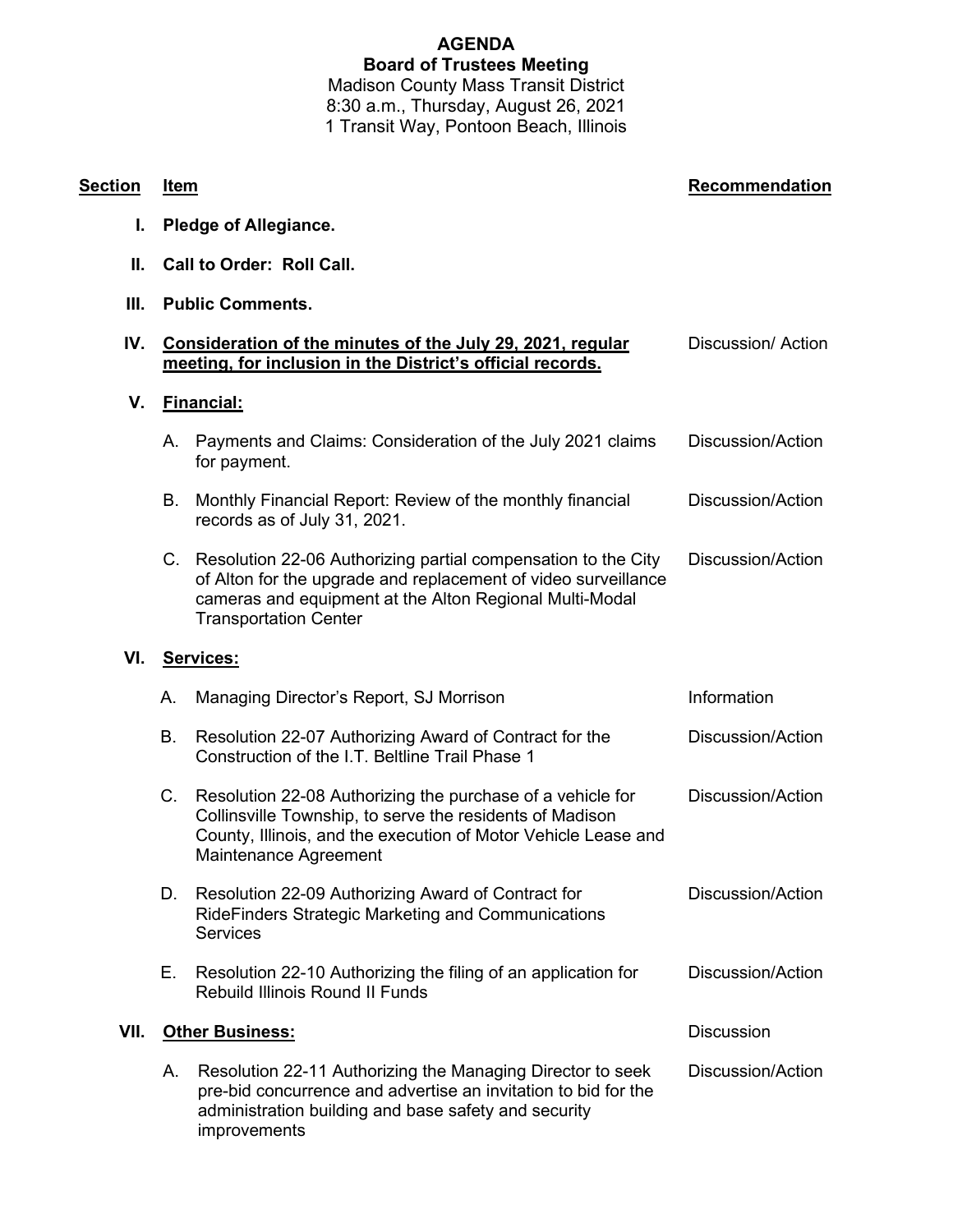# AGENDA

## Board of Trustees Meeting

Madison County Mass Transit District
8:30 a.m., Thursday, August 26, 2021
1 Transit Way, Pontoon Beach, Illinois

| Section | Item | Recommendation |
|---|---|---|
| I. | **Pledge of Allegiance.** | |
| II. | **Call to Order: Roll Call.** | |
| III. | **Public Comments.** | |
| IV. | **Consideration of the minutes of the July 29, 2021, regular meeting, for inclusion in the District's official records.** | Discussion/ Action |
| V. | **Financial:** | |
| | A. Payments and Claims: Consideration of the July 2021 claims for payment. | Discussion/Action |
| | B. Monthly Financial Report: Review of the monthly financial records as of July 31, 2021. | Discussion/Action |
| | C. Resolution 22-06 Authorizing partial compensation to the City of Alton for the upgrade and replacement of video surveillance cameras and equipment at the Alton Regional Multi-Modal Transportation Center | Discussion/Action |
| VI. | **Services:** | |
| | A. Managing Director's Report, SJ Morrison | Information |
| | B. Resolution 22-07 Authorizing Award of Contract for the Construction of the I.T. Beltline Trail Phase 1 | Discussion/Action |
| | C. Resolution 22-08 Authorizing the purchase of a vehicle for Collinsville Township, to serve the residents of Madison County, Illinois, and the execution of Motor Vehicle Lease and Maintenance Agreement | Discussion/Action |
| | D. Resolution 22-09 Authorizing Award of Contract for RideFinders Strategic Marketing and Communications Services | Discussion/Action |
| | E. Resolution 22-10 Authorizing the filing of an application for Rebuild Illinois Round II Funds | Discussion/Action |
| VII. | **Other Business:** | Discussion |
| | A. Resolution 22-11 Authorizing the Managing Director to seek pre-bid concurrence and advertise an invitation to bid for the administration building and base safety and security improvements | Discussion/Action |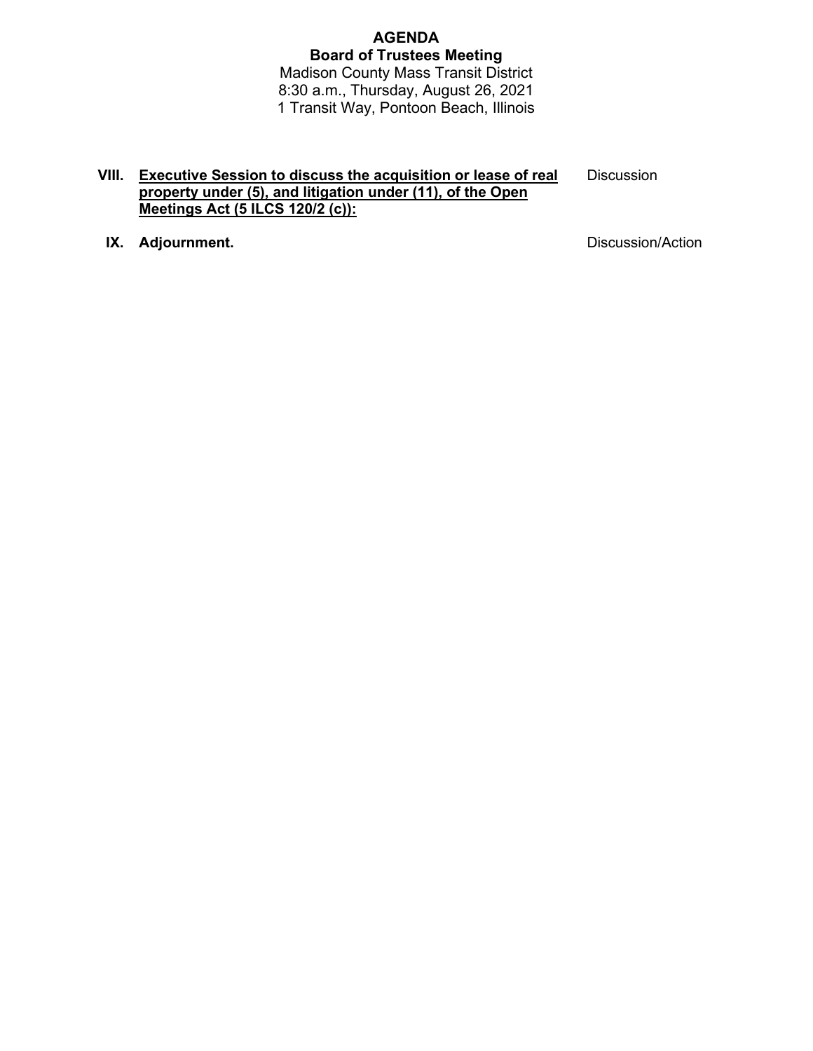**AGENDA**
**Board of Trustees Meeting**
Madison County Mass Transit District
8:30 a.m., Thursday, August 26, 2021
1 Transit Way, Pontoon Beach, Illinois

| | | |
|---|---|---|
| **VIII.** | **<u>Executive Session to discuss the acquisition or lease of real property under (5), and litigation under (11), of the Open Meetings Act (5 ILCS 120/2 (c)):</u>** | Discussion |
| **IX.** | **Adjournment.** | Discussion/Action |